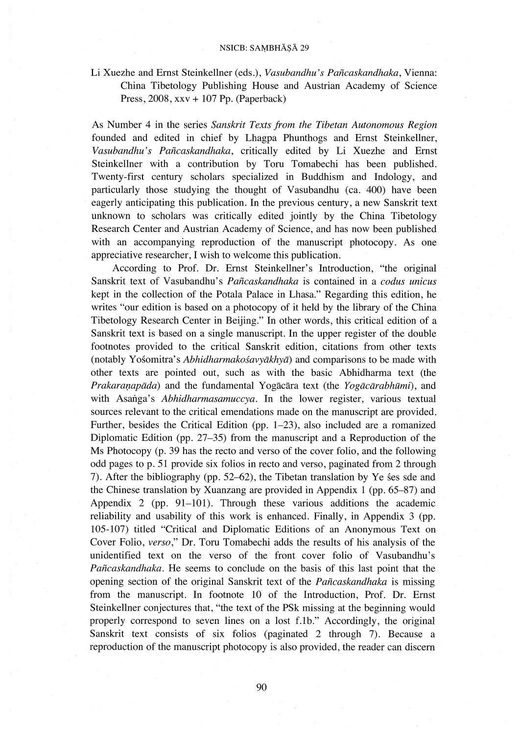Li Xuezhe and Ernst Steinkellner (eds.), *Vasubandhu's Pañcaskandhaka*, Vienna: China Tibetology Publishing House and Austrian Academy of Science Press, 2008, xxv + 107 Pp. (Paperback)

As Number 4 in the series *Sanskrit Texts from the Tibetan Autonomous Region* founded and edited in chief by Lhagpa Phunthogs and Ernst Steinkellner, *Vasubandhu's Pañcaskandhaka*, critically edited by Li Xuezhe and Ernst Steinkellner with a contribution by Toru Tomabechi has been published. Twenty-first century scholars specialized in Buddhism and Indology, and particularly those studying the thought of Vasubandhu (ca. 400) have been eagerly anticipating this publication. In the previous century, a new Sanskrit text unknown to scholars was critically edited jointly by the China Tibetology Research Center and Austrian Academy of Science, and has now been published with an accompanying reproduction of the manuscript photocopy. As one appreciative researcher, I wish to welcome this publication.

According to Prof. Dr. Ernst Steinkellner's Introduction, "the original Sanskrit text of Vasubandhu's *Pañcaskandhaka* is contained in a *codus unicus* kept in the collection of the Potala Palace in Lhasa." Regarding this edition, he writes "our edition is based on a photocopy of it held by the library of the China Tibetology Research Center in Beijing." In other words, this critical edition of a Sanskrit text is based on a single manuscript. In the upper register of the double footnotes provided to the critical Sanskrit edition, citations from other texts (notably Yośomitra's *Abhidharmakośavyākhyā*) and comparisons to be made with other texts are pointed out, such as with the basic Abhidharma text (the *Prakaraṇapāda*) and the fundamental Yogācāra text (the *Yogācārabhūmi*), and with Asaṅga's *Abhidharmasamuccya*. In the lower register, various textual sources relevant to the critical emendations made on the manuscript are provided. Further, besides the Critical Edition (pp. 1–23), also included are a romanized Diplomatic Edition (pp. 27–35) from the manuscript and a Reproduction of the Ms Photocopy (p. 39 has the recto and verso of the cover folio, and the following odd pages to p. 51 provide six folios in recto and verso, paginated from 2 through 7). After the bibliography (pp. 52–62), the Tibetan translation by Ye śes sde and the Chinese translation by Xuanzang are provided in Appendix 1 (pp. 65–87) and Appendix 2 (pp. 91–101). Through these various additions the academic reliability and usability of this work is enhanced. Finally, in Appendix 3 (pp. 105-107) titled "Critical and Diplomatic Editions of an Anonymous Text on Cover Folio, *verso*," Dr. Toru Tomabechi adds the results of his analysis of the unidentified text on the verso of the front cover folio of Vasubandhu's *Pañcaskandhaka*. He seems to conclude on the basis of this last point that the opening section of the original Sanskrit text of the *Pañcaskandhaka* is missing from the manuscript. In footnote 10 of the Introduction, Prof. Dr. Ernst Steinkellner conjectures that, "the text of the PSk missing at the beginning would properly correspond to seven lines on a lost f.1b." Accordingly, the original Sanskrit text consists of six folios (paginated 2 through 7). Because a reproduction of the manuscript photocopy is also provided, the reader can discern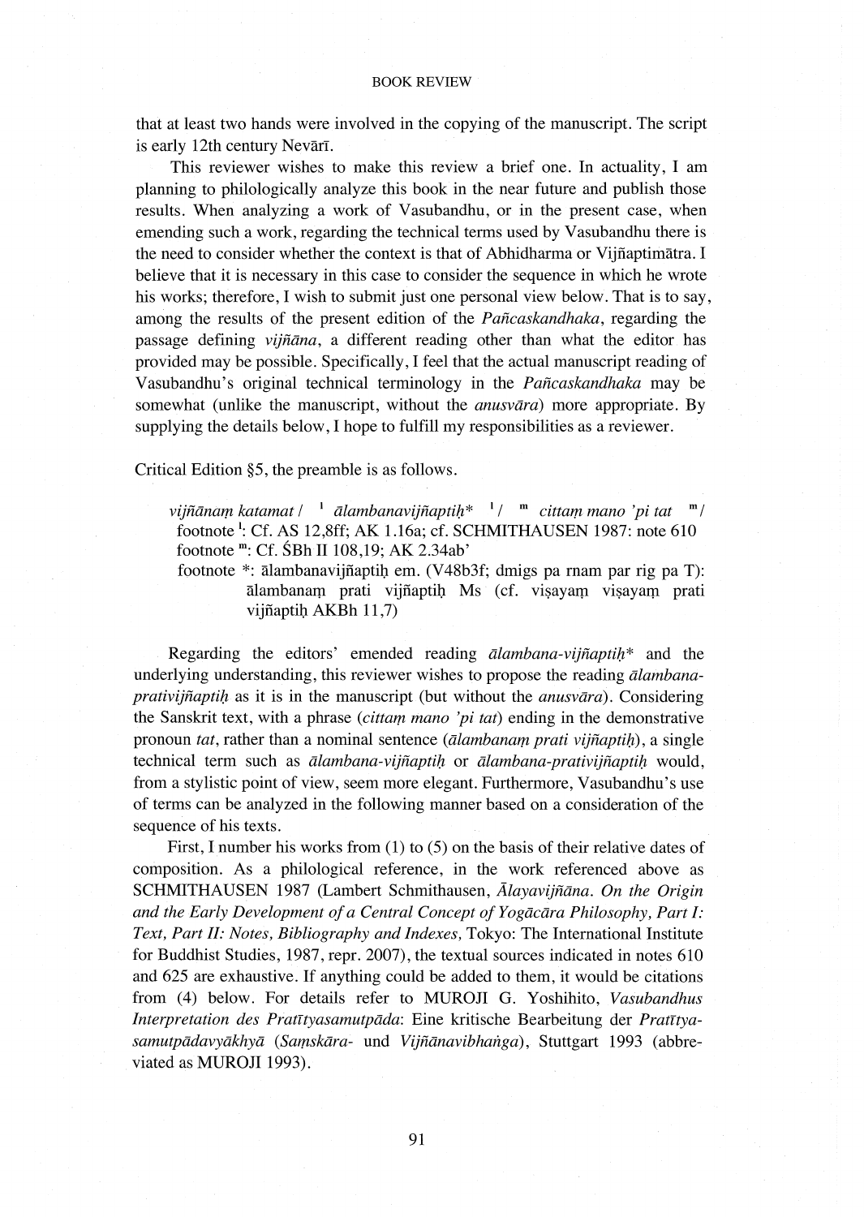that at least two hands were involved in the copying of the manuscript. The script is early 12th century Nevārī.

This reviewer wishes to make this review a brief one. In actuality, I am planning to philologically analyze this book in the near future and publish those results. When analyzing a work of Vasubandhu, or in the present case, when emending such a work, regarding the technical terms used by Vasubandhu there is the need to consider whether the context is that of Abhidharma or Vijñaptimātra. I believe that it is necessary in this case to consider the sequence in which he wrote his works; therefore, I wish to submit just one personal view below. That is to say, among the results of the present edition of the *Pañcaskandhaka*, regarding the passage defining *vijñāna*, a different reading other than what the editor has provided may be possible. Specifically, I feel that the actual manuscript reading of Vasubandhu's original technical terminology in the *Pañcaskandhaka* may be somewhat (unlike the manuscript, without the *anusvāra*) more appropriate. By supplying the details below, I hope to fulfill my responsibilities as a reviewer.

Critical Edition §5, the preamble is as follows.

> *vijñānaṃ katamat* / [l] *ālambanavijñaptiḥ** [l] / [m] *cittaṃ mano 'pi tat* [m] /
> footnote [l]: Cf. AS 12,8ff; AK 1.16a; cf. SCHMITHAUSEN 1987: note 610
> footnote [m]: Cf. ŚBh II 108,19; AK 2.34ab'
> footnote *: ālambanavijñaptiḥ em. (V48b3f; dmigs pa rnam par rig pa T): ālambanaṃ prati vijñaptiḥ Ms (cf. viṣayaṃ viṣayaṃ prati vijñaptiḥ AKBh 11,7)

Regarding the editors' emended reading *ālambana-vijñaptiḥ** and the underlying understanding, this reviewer wishes to propose the reading *ālambana-prativijñaptiḥ* as it is in the manuscript (but without the *anusvāra*). Considering the Sanskrit text, with a phrase (*cittaṃ mano 'pi tat*) ending in the demonstrative pronoun *tat*, rather than a nominal sentence (*ālambanaṃ prati vijñaptiḥ*), a single technical term such as *ālambana-vijñaptiḥ* or *ālambana-prativijñaptiḥ* would, from a stylistic point of view, seem more elegant. Furthermore, Vasubandhu's use of terms can be analyzed in the following manner based on a consideration of the sequence of his texts.

First, I number his works from (1) to (5) on the basis of their relative dates of composition. As a philological reference, in the work referenced above as SCHMITHAUSEN 1987 (Lambert Schmithausen, *Ālayavijñāna. On the Origin and the Early Development of a Central Concept of Yogācāra Philosophy, Part I: Text, Part II: Notes, Bibliography and Indexes,* Tokyo: The International Institute for Buddhist Studies, 1987, repr. 2007), the textual sources indicated in notes 610 and 625 are exhaustive. If anything could be added to them, it would be citations from (4) below. For details refer to MUROJI G. Yoshihito, *Vasubandhus Interpretation des Pratītyasamutpāda*: Eine kritische Bearbeitung der *Pratītya-samutpādavyākhyā* (*Saṃskāra-* und *Vijñānavibhaṅga*), Stuttgart 1993 (abbreviated as MUROJI 1993).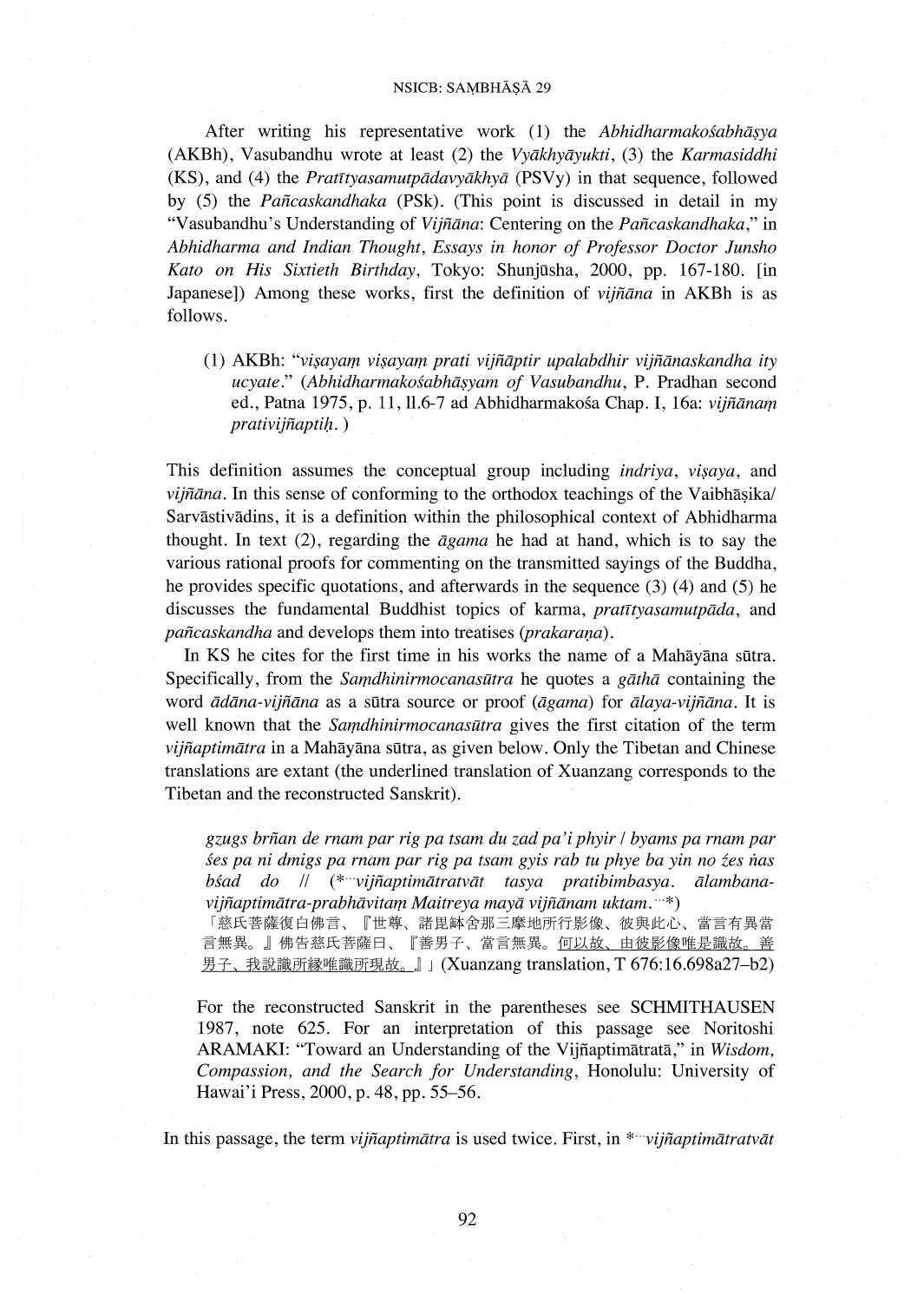After writing his representative work (1) the *Abhidharmakośabhāṣya* (AKBh), Vasubandhu wrote at least (2) the *Vyākhyāyukti*, (3) the *Karmasiddhi* (KS), and (4) the *Pratītyasamutpādavyākhyā* (PSVy) in that sequence, followed by (5) the *Pañcaskandhaka* (PSk). (This point is discussed in detail in my "Vasubandhu's Understanding of *Vijñāna*: Centering on the *Pañcaskandhaka*," in *Abhidharma and Indian Thought, Essays in honor of Professor Doctor Junsho Kato on His Sixtieth Birthday*, Tokyo: Shunjūsha, 2000, pp. 167-180. [in Japanese]) Among these works, first the definition of *vijñāna* in AKBh is as follows.

> (1) AKBh: "*viṣayaṃ viṣayaṃ prati vijñāptir upalabdhir vijñānaskandha ity ucyate.*" (*Abhidharmakośabhāṣyam of Vasubandhu*, P. Pradhan second ed., Patna 1975, p. 11, ll.6-7 ad Abhidharmakośa Chap. I, 16a: *vijñānaṃ prativijñaptiḥ.* )

This definition assumes the conceptual group including *indriya*, *viṣaya*, and *vijñāna*. In this sense of conforming to the orthodox teachings of the Vaibhāṣika/ Sarvāstivādins, it is a definition within the philosophical context of Abhidharma thought. In text (2), regarding the *āgama* he had at hand, which is to say the various rational proofs for commenting on the transmitted sayings of the Buddha, he provides specific quotations, and afterwards in the sequence (3) (4) and (5) he discusses the fundamental Buddhist topics of karma, *pratītyasamutpāda*, and *pañcaskandha* and develops them into treatises (*prakaraṇa*).

In KS he cites for the first time in his works the name of a Mahāyāna sūtra. Specifically, from the *Saṃdhinirmocanasūtra* he quotes a *gāthā* containing the word *ādāna-vijñāna* as a sūtra source or proof (*āgama*) for *ālaya-vijñāna*. It is well known that the *Saṃdhinirmocanasūtra* gives the first citation of the term *vijñaptimātra* in a Mahāyāna sūtra, as given below. Only the Tibetan and Chinese translations are extant (the underlined translation of Xuanzang corresponds to the Tibetan and the reconstructed Sanskrit).

> *gzugs brñan de rnam par rig pa tsam du zad pa'i phyir / byams pa rnam par śes pa ni dmigs pa rnam par rig pa tsam gyis rab tu phye ba yin no źes ṅas bśad do //* (*…*vijñaptimātratvāt tasya pratibimbasya. ālambana-vijñaptimātra-prabhāvitaṃ Maitreya mayā vijñānam uktam.*…*)
> 「慈氏菩薩復白佛言、『世尊、諸毘鉢舍那三摩地所行影像、彼與此心、當言有異當言無異。』佛告慈氏菩薩曰、『善男子、當言無異。<u>何以故、由彼影像唯是識故。善男子、我說識所緣唯識所現故。</u>』」(Xuanzang translation, T 676:16.698a27–b2)
>
> For the reconstructed Sanskrit in the parentheses see SCHMITHAUSEN 1987, note 625. For an interpretation of this passage see Noritoshi ARAMAKI: "Toward an Understanding of the Vijñaptimātratā," in *Wisdom, Compassion, and the Search for Understanding*, Honolulu: University of Hawai'i Press, 2000, p. 48, pp. 55–56.

In this passage, the term *vijñaptimātra* is used twice. First, in *…*vijñaptimātratvāt*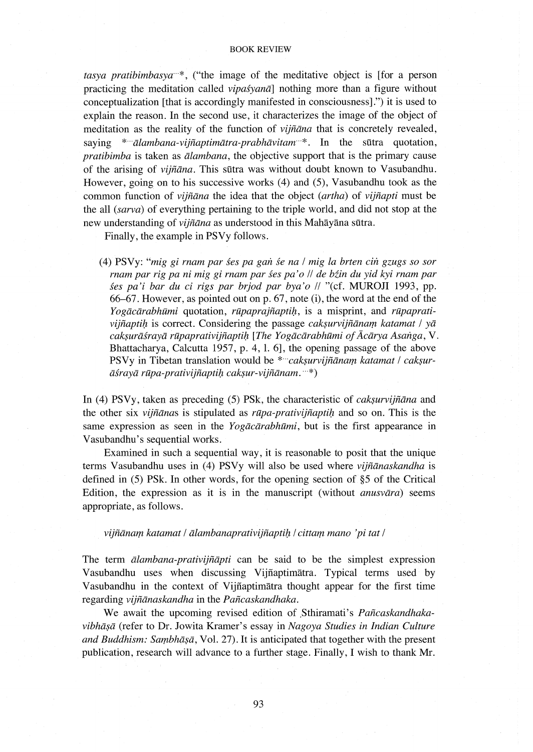*tasya pratibimbasya*···*, ("the image of the meditative object is [for a person practicing the meditation called *vipaśyanā*] nothing more than a figure without conceptualization [that is accordingly manifested in consciousness].") it is used to explain the reason. In the second use, it characterizes the image of the object of meditation as the reality of the function of *vijñāna* that is concretely revealed, saying *···*ālambana-vijñaptimātra-prabhāvitam*···*. In the sūtra quotation, *pratibimba* is taken as *ālambana*, the objective support that is the primary cause of the arising of *vijñāna*. This sūtra was without doubt known to Vasubandhu. However, going on to his successive works (4) and (5), Vasubandhu took as the common function of *vijñāna* the idea that the object (*artha*) of *vijñapti* must be the all (*sarva*) of everything pertaining to the triple world, and did not stop at the new understanding of *vijñāna* as understood in this Mahāyāna sūtra.

Finally, the example in PSVy follows.

> (4) PSVy: "*mig gi rnam par śes pa gaṅ śe na / mig la brten ciṅ gzugs so sor rnam par rig pa ni mig gi rnam par śes pa'o // de bźin du yid kyi rnam par śes pa'i bar du ci rigs par brjod par bya'o //* "(cf. MUROJI 1993, pp. 66–67. However, as pointed out on p. 67, note (i), the word at the end of the *Yogācārabhūmi* quotation, *rūpaprajñaptiḥ*, is a misprint, and *rūpaprativijñaptiḥ* is correct. Considering the passage *cakṣurvijñānaṃ katamat / yā cakṣurāśrayā rūpaprativijñaptiḥ* [*The Yogācārabhūmi of Ācārya Asaṅga*, V. Bhattacharya, Calcutta 1957, p. 4, l. 6], the opening passage of the above PSVy in Tibetan translation would be *···*cakṣurvijñānaṃ katamat / cakṣurāśrayā rūpa-prativijñaptiḥ cakṣur-vijñānam.*···*)

In (4) PSVy, taken as preceding (5) PSk, the characteristic of *cakṣurvijñāna* and the other six *vijñāna*s is stipulated as *rūpa-prativijñaptiḥ* and so on. This is the same expression as seen in the *Yogācārabhūmi*, but is the first appearance in Vasubandhu's sequential works.

Examined in such a sequential way, it is reasonable to posit that the unique terms Vasubandhu uses in (4) PSVy will also be used where *vijñānaskandha* is defined in (5) PSk. In other words, for the opening section of §5 of the Critical Edition, the expression as it is in the manuscript (without *anusvāra*) seems appropriate, as follows.

*vijñānaṃ katamat / ālambanaprativijñaptiḥ / cittaṃ mano 'pi tat /*

The term *ālambana-prativijñapti* can be said to be the simplest expression Vasubandhu uses when discussing Vijñaptimātra. Typical terms used by Vasubandhu in the context of Vijñaptimātra thought appear for the first time regarding *vijñānaskandha* in the *Pañcaskandhaka*.

We await the upcoming revised edition of Sthiramati's *Pañcaskandhakavibhāṣā* (refer to Dr. Jowita Kramer's essay in *Nagoya Studies in Indian Culture and Buddhism: Saṃbhāṣā*, Vol. 27). It is anticipated that together with the present publication, research will advance to a further stage. Finally, I wish to thank Mr.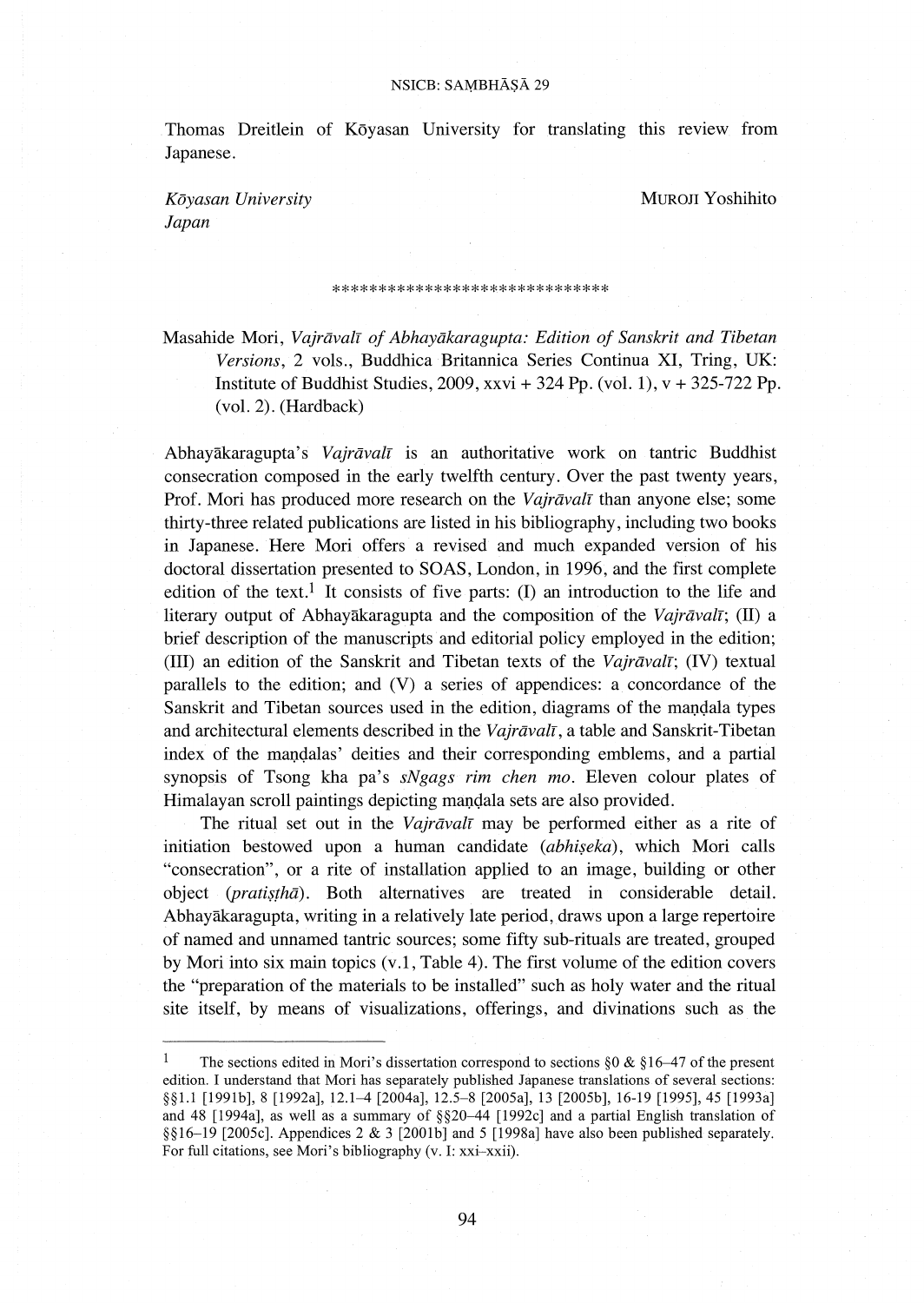Thomas Dreitlein of Kōyasan University for translating this review from Japanese.

*Kōyasan University*
*Japan*

MUROJI Yoshihito

\*\*\*\*\*\*\*\*\*\*\*\*\*\*\*\*\*\*\*\*\*\*\*\*\*\*\*\*\*\*

Masahide Mori, *Vajrāvalī of Abhayākaragupta: Edition of Sanskrit and Tibetan Versions*, 2 vols., Buddhica Britannica Series Continua XI, Tring, UK: Institute of Buddhist Studies, 2009, xxvi + 324 Pp. (vol. 1), v + 325-722 Pp. (vol. 2). (Hardback)

Abhayākaragupta's *Vajrāvalī* is an authoritative work on tantric Buddhist consecration composed in the early twelfth century. Over the past twenty years, Prof. Mori has produced more research on the *Vajrāvalī* than anyone else; some thirty-three related publications are listed in his bibliography, including two books in Japanese. Here Mori offers a revised and much expanded version of his doctoral dissertation presented to SOAS, London, in 1996, and the first complete edition of the text.[1] It consists of five parts: (I) an introduction to the life and literary output of Abhayākaragupta and the composition of the *Vajrāvalī*; (II) a brief description of the manuscripts and editorial policy employed in the edition; (III) an edition of the Sanskrit and Tibetan texts of the *Vajrāvalī*; (IV) textual parallels to the edition; and (V) a series of appendices: a concordance of the Sanskrit and Tibetan sources used in the edition, diagrams of the maṇḍala types and architectural elements described in the *Vajrāvalī*, a table and Sanskrit-Tibetan index of the maṇḍalas' deities and their corresponding emblems, and a partial synopsis of Tsong kha pa's *sNgags rim chen mo*. Eleven colour plates of Himalayan scroll paintings depicting maṇḍala sets are also provided.

The ritual set out in the *Vajrāvalī* may be performed either as a rite of initiation bestowed upon a human candidate (*abhiṣeka*), which Mori calls "consecration", or a rite of installation applied to an image, building or other object (*pratiṣṭhā*). Both alternatives are treated in considerable detail. Abhayākaragupta, writing in a relatively late period, draws upon a large repertoire of named and unnamed tantric sources; some fifty sub-rituals are treated, grouped by Mori into six main topics (v.1, Table 4). The first volume of the edition covers the "preparation of the materials to be installed" such as holy water and the ritual site itself, by means of visualizations, offerings, and divinations such as the

---

[1] The sections edited in Mori's dissertation correspond to sections §0 & §16–47 of the present edition. I understand that Mori has separately published Japanese translations of several sections: §§1.1 [1991b], 8 [1992a], 12.1–4 [2004a], 12.5–8 [2005a], 13 [2005b], 16-19 [1995], 45 [1993a] and 48 [1994a], as well as a summary of §§20–44 [1992c] and a partial English translation of §§16–19 [2005c]. Appendices 2 & 3 [2001b] and 5 [1998a] have also been published separately. For full citations, see Mori's bibliography (v. I: xxi–xxii).